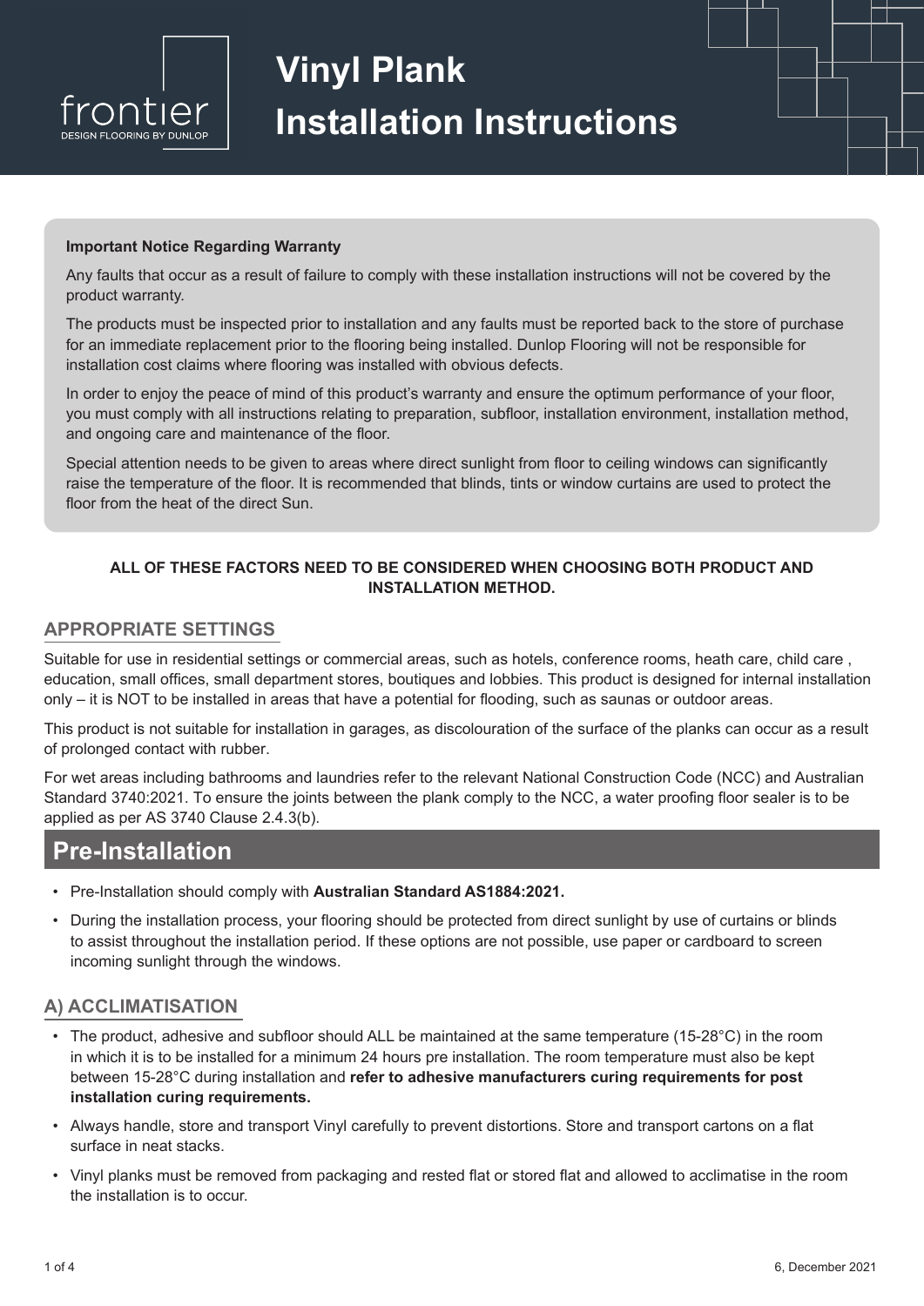# Vinyl Plank Installation Instructions

**Important Notice Regarding Warranty**

Any faults that occur as a result of failure to comply with these installation instructions will not be covered by the product warranty.

The products must be inspected prior to installation and any faults must be reported back to the store of purchase for an immediate replacement prior to the flooring being installed. Dunlop Flooring will not be responsible for installation cost claims where flooring was installed with obvious defects.

In order to enjoy the peace of mind of this product's warranty and ensure the optimum performance of your floor, you must comply with all instructions relating to preparation, subfloor, installation environment, installation method, and ongoing care and maintenance of the floor.

Special attention needs to be given to areas where direct sunlight from floor to ceiling windows can significantly raise the temperature of the floor. It is recommended that blinds, tints or window curtains are used to protect the floor from the heat of the direct Sun.

**ALL OF THESE FACTORS NEED TO BE CONSIDERED WHEN CHOOSING BOTH PRODUCT AND INSTALLATION METHOD.**

### APPROPRIATE SETTINGS

Suitable for use in residential settings or commercial areas, such as hotels, conference rooms, heath care, child care , education, small offices, small department stores, boutiques and lobbies. This product is designed for internal installation only – it is NOT to be installed in areas that have a potential for flooding, such as saunas or outdoor areas.

This product is not suitable for installation in garages, as discolouration of the surface of the planks can occur as a result of prolonged contact with rubber.

For wet areas including bathrooms and laundries refer to the relevant National Construction Code (NCC) and Australian Standard 3740:2021. To ensure the joints between the plank comply to the NCC, a water proofing floor sealer is to be applied as per AS 3740 Clause 2.4.3(b).

## Pre-Installation

- Pre-Installation should comply with **Australian Standard AS1884:2021.**
- During the installation process, your flooring should be protected from direct sunlight by use of curtains or blinds to assist throughout the installation period. If these options are not possible, use paper or cardboard to screen incoming sunlight through the windows.

### A) ACCLIMATISATION

- The product, adhesive and subfloor should ALL be maintained at the same temperature (15-28°C) in the room in which it is to be installed for a minimum 24 hours pre installation. The room temperature must also be kept between 15-28°C during installation and **refer to adhesive manufacturers curing requirements for post installation curing requirements.**
- Always handle, store and transport Vinyl carefully to prevent distortions. Store and transport cartons on a flat surface in neat stacks.
- Vinyl planks must be removed from packaging and rested flat or stored flat and allowed to acclimatise in the room the installation is to occur.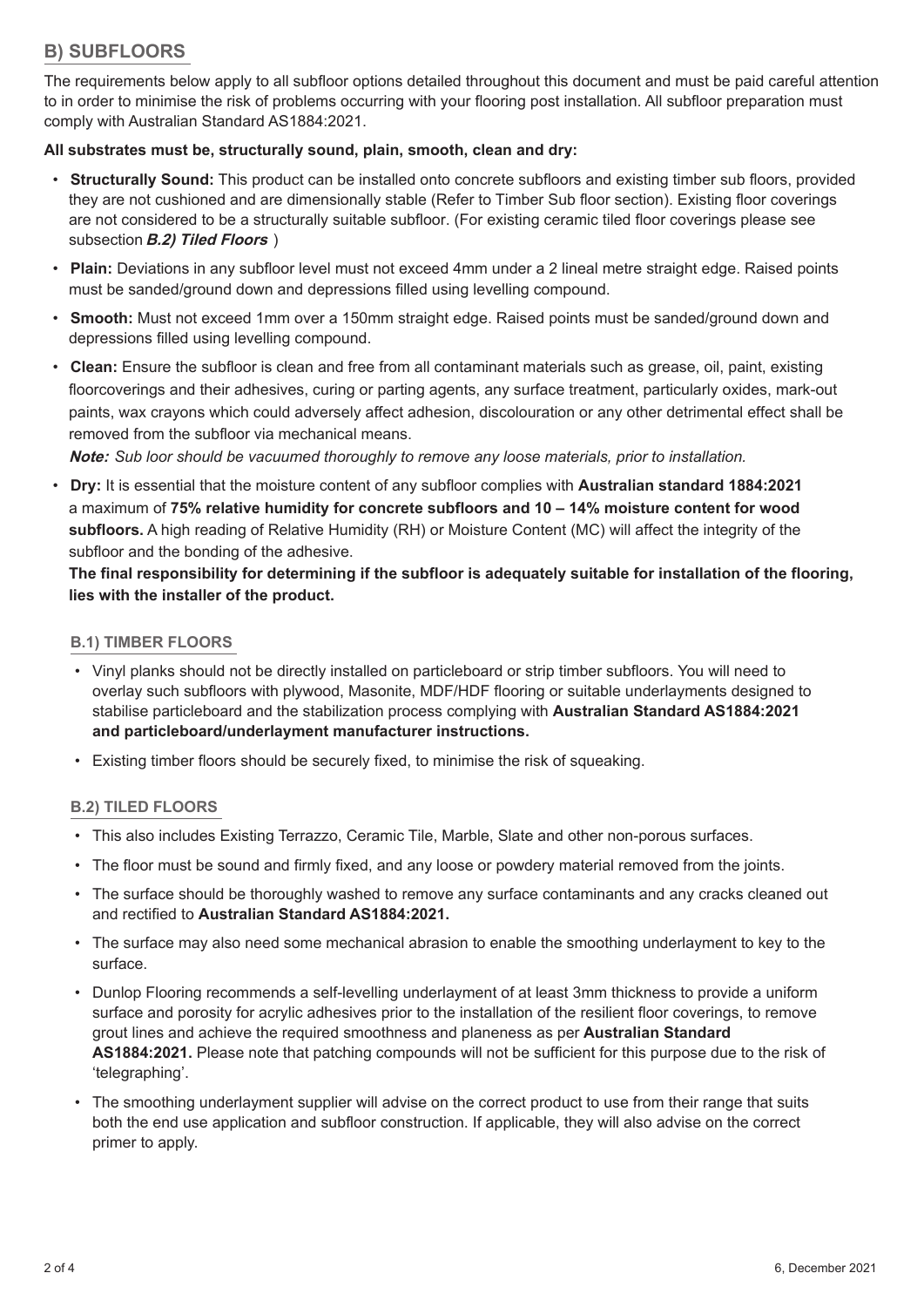## B) SUBFLOORS

The requirements below apply to all subfloor options detailed throughout this document and must be paid careful attention to in order to minimise the risk of problems occurring with your flooring post installation. All subfloor preparation must comply with Australian Standard AS1884:2021.

**All substrates must be, structurally sound, plain, smooth, clean and dry:**

- **Structurally Sound:** This product can be installed onto concrete subfloors and existing timber sub floors, provided they are not cushioned and are dimensionally stable (Refer to Timber Sub floor section). Existing floor coverings are not considered to be a structurally suitable subfloor. (For existing ceramic tiled floor coverings please see subsection ***B.2) Tiled Floors*** )
- **Plain:** Deviations in any subfloor level must not exceed 4mm under a 2 lineal metre straight edge. Raised points must be sanded/ground down and depressions filled using levelling compound.
- **Smooth:** Must not exceed 1mm over a 150mm straight edge. Raised points must be sanded/ground down and depressions filled using levelling compound.
- **Clean:** Ensure the subfloor is clean and free from all contaminant materials such as grease, oil, paint, existing floorcoverings and their adhesives, curing or parting agents, any surface treatment, particularly oxides, mark-out paints, wax crayons which could adversely affect adhesion, discolouration or any other detrimental effect shall be removed from the subfloor via mechanical means.

  ***Note:*** *Sub loor should be vacuumed thoroughly to remove any loose materials, prior to installation.*
- **Dry:** It is essential that the moisture content of any subfloor complies with **Australian standard 1884:2021** a maximum of **75% relative humidity for concrete subfloors and 10 – 14% moisture content for wood subfloors.** A high reading of Relative Humidity (RH) or Moisture Content (MC) will affect the integrity of the subfloor and the bonding of the adhesive.

  **The final responsibility for determining if the subfloor is adequately suitable for installation of the flooring, lies with the installer of the product.**

### B.1) TIMBER FLOORS

- Vinyl planks should not be directly installed on particleboard or strip timber subfloors. You will need to overlay such subfloors with plywood, Masonite, MDF/HDF flooring or suitable underlayments designed to stabilise particleboard and the stabilization process complying with **Australian Standard AS1884:2021 and particleboard/underlayment manufacturer instructions.**
- Existing timber floors should be securely fixed, to minimise the risk of squeaking.

### B.2) TILED FLOORS

- This also includes Existing Terrazzo, Ceramic Tile, Marble, Slate and other non-porous surfaces.
- The floor must be sound and firmly fixed, and any loose or powdery material removed from the joints.
- The surface should be thoroughly washed to remove any surface contaminants and any cracks cleaned out and rectified to **Australian Standard AS1884:2021.**
- The surface may also need some mechanical abrasion to enable the smoothing underlayment to key to the surface.
- Dunlop Flooring recommends a self-levelling underlayment of at least 3mm thickness to provide a uniform surface and porosity for acrylic adhesives prior to the installation of the resilient floor coverings, to remove grout lines and achieve the required smoothness and planeness as per **Australian Standard AS1884:2021.** Please note that patching compounds will not be sufficient for this purpose due to the risk of 'telegraphing'.
- The smoothing underlayment supplier will advise on the correct product to use from their range that suits both the end use application and subfloor construction. If applicable, they will also advise on the correct primer to apply.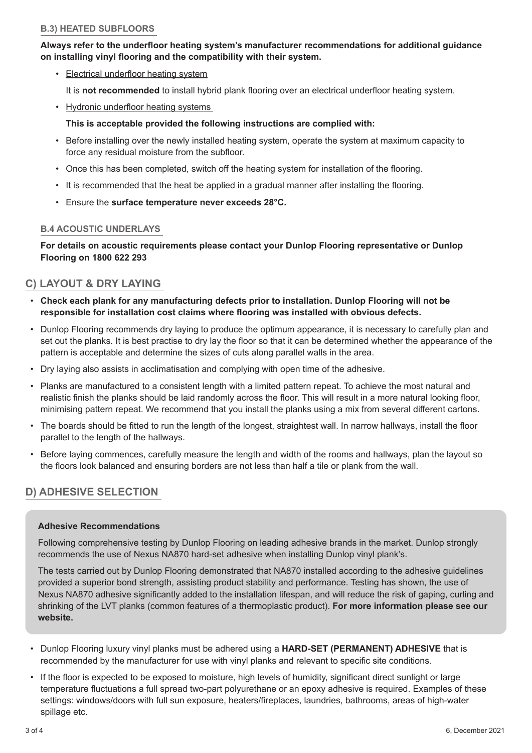### B.3) HEATED SUBFLOORS

**Always refer to the underfloor heating system's manufacturer recommendations for additional guidance on installing vinyl flooring and the compatibility with their system.**

- Electrical underfloor heating system

  It is **not recommended** to install hybrid plank flooring over an electrical underfloor heating system.

- Hydronic underfloor heating systems

  **This is acceptable provided the following instructions are complied with:**

- Before installing over the newly installed heating system, operate the system at maximum capacity to force any residual moisture from the subfloor.
- Once this has been completed, switch off the heating system for installation of the flooring.
- It is recommended that the heat be applied in a gradual manner after installing the flooring.
- Ensure the **surface temperature never exceeds 28°C.**

### B.4 ACOUSTIC UNDERLAYS

**For details on acoustic requirements please contact your Dunlop Flooring representative or Dunlop Flooring on 1800 622 293**

## C) LAYOUT & DRY LAYING

- **Check each plank for any manufacturing defects prior to installation. Dunlop Flooring will not be responsible for installation cost claims where flooring was installed with obvious defects.**
- Dunlop Flooring recommends dry laying to produce the optimum appearance, it is necessary to carefully plan and set out the planks. It is best practise to dry lay the floor so that it can be determined whether the appearance of the pattern is acceptable and determine the sizes of cuts along parallel walls in the area.
- Dry laying also assists in acclimatisation and complying with open time of the adhesive.
- Planks are manufactured to a consistent length with a limited pattern repeat. To achieve the most natural and realistic finish the planks should be laid randomly across the floor. This will result in a more natural looking floor, minimising pattern repeat. We recommend that you install the planks using a mix from several different cartons.
- The boards should be fitted to run the length of the longest, straightest wall. In narrow hallways, install the floor parallel to the length of the hallways.
- Before laying commences, carefully measure the length and width of the rooms and hallways, plan the layout so the floors look balanced and ensuring borders are not less than half a tile or plank from the wall.

## D) ADHESIVE SELECTION

**Adhesive Recommendations**

Following comprehensive testing by Dunlop Flooring on leading adhesive brands in the market. Dunlop strongly recommends the use of Nexus NA870 hard-set adhesive when installing Dunlop vinyl plank's.

The tests carried out by Dunlop Flooring demonstrated that NA870 installed according to the adhesive guidelines provided a superior bond strength, assisting product stability and performance. Testing has shown, the use of Nexus NA870 adhesive significantly added to the installation lifespan, and will reduce the risk of gaping, curling and shrinking of the LVT planks (common features of a thermoplastic product). **For more information please see our website.**

- Dunlop Flooring luxury vinyl planks must be adhered using a **HARD-SET (PERMANENT) ADHESIVE** that is recommended by the manufacturer for use with vinyl planks and relevant to specific site conditions.
- If the floor is expected to be exposed to moisture, high levels of humidity, significant direct sunlight or large temperature fluctuations a full spread two-part polyurethane or an epoxy adhesive is required. Examples of these settings: windows/doors with full sun exposure, heaters/fireplaces, laundries, bathrooms, areas of high-water spillage etc.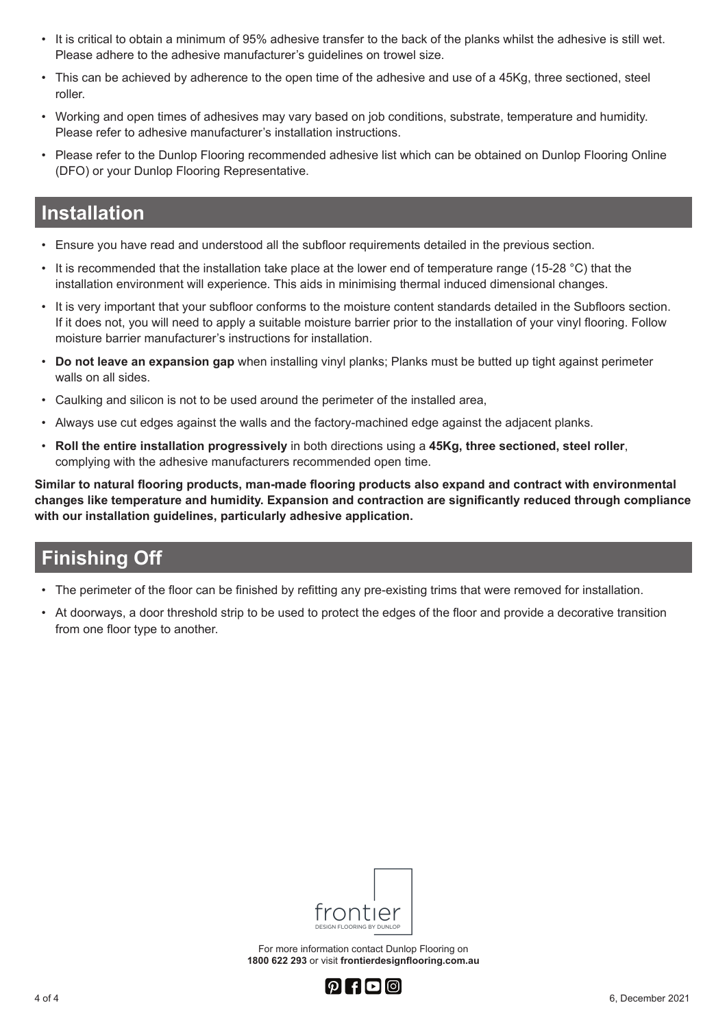- It is critical to obtain a minimum of 95% adhesive transfer to the back of the planks whilst the adhesive is still wet. Please adhere to the adhesive manufacturer's guidelines on trowel size.
- This can be achieved by adherence to the open time of the adhesive and use of a 45Kg, three sectioned, steel roller.
- Working and open times of adhesives may vary based on job conditions, substrate, temperature and humidity. Please refer to adhesive manufacturer's installation instructions.
- Please refer to the Dunlop Flooring recommended adhesive list which can be obtained on Dunlop Flooring Online (DFO) or your Dunlop Flooring Representative.

## Installation

- Ensure you have read and understood all the subfloor requirements detailed in the previous section.
- It is recommended that the installation take place at the lower end of temperature range (15-28 °C) that the installation environment will experience. This aids in minimising thermal induced dimensional changes.
- It is very important that your subfloor conforms to the moisture content standards detailed in the Subfloors section. If it does not, you will need to apply a suitable moisture barrier prior to the installation of your vinyl flooring. Follow moisture barrier manufacturer's instructions for installation.
- **Do not leave an expansion gap** when installing vinyl planks; Planks must be butted up tight against perimeter walls on all sides.
- Caulking and silicon is not to be used around the perimeter of the installed area,
- Always use cut edges against the walls and the factory-machined edge against the adjacent planks.
- **Roll the entire installation progressively** in both directions using a **45Kg, three sectioned, steel roller**, complying with the adhesive manufacturers recommended open time.

**Similar to natural flooring products, man-made flooring products also expand and contract with environmental changes like temperature and humidity. Expansion and contraction are significantly reduced through compliance with our installation guidelines, particularly adhesive application.**

## Finishing Off

- The perimeter of the floor can be finished by refitting any pre-existing trims that were removed for installation.
- At doorways, a door threshold strip to be used to protect the edges of the floor and provide a decorative transition from one floor type to another.

frontier
DESIGN FLOORING BY DUNLOP

For more information contact Dunlop Flooring on **1800 622 293** or visit **frontierdesignflooring.com.au**

6, December 2021